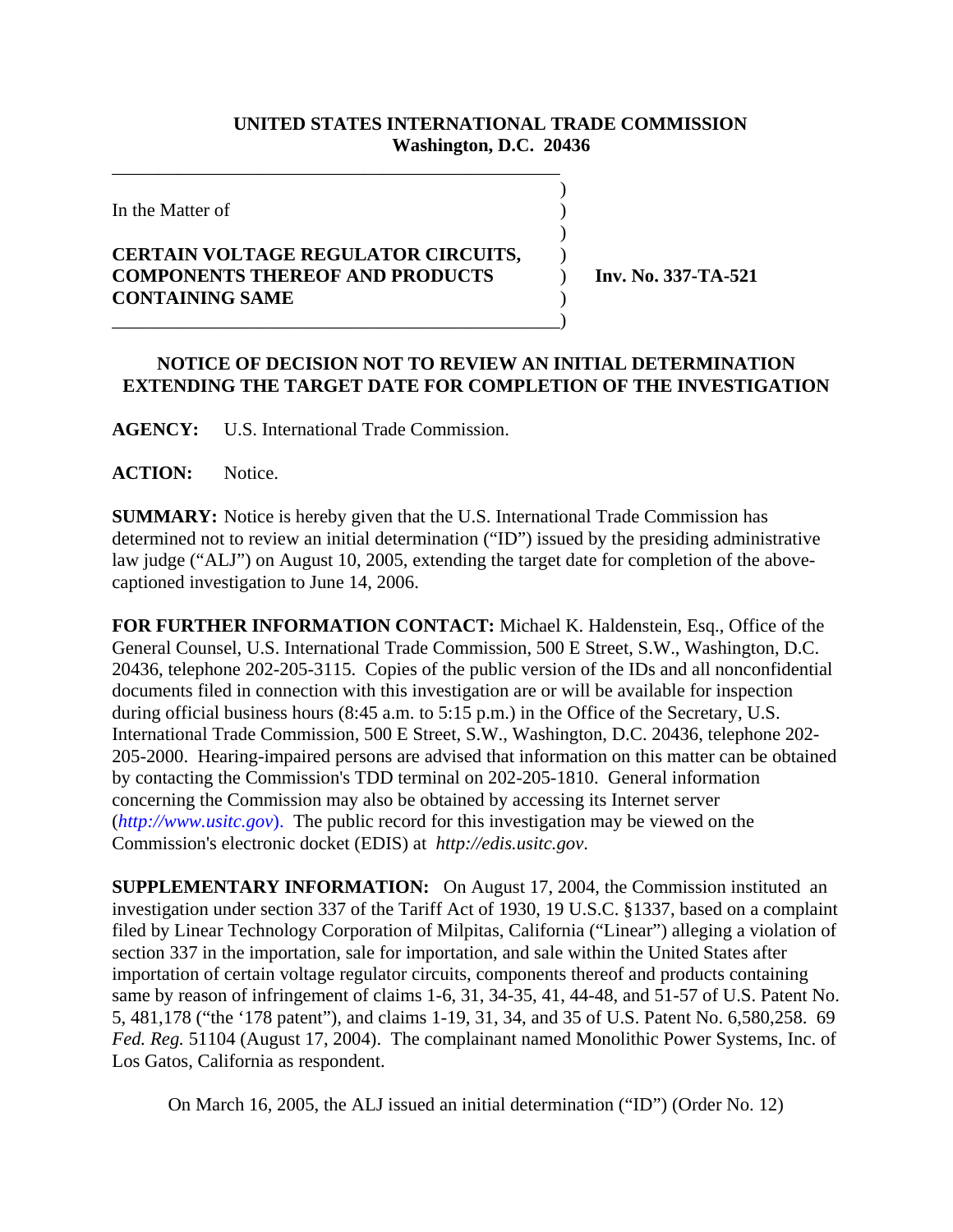**UNITED STATES INTERNATIONAL TRADE COMMISSION**
**Washington, D.C. 20436**

In the Matter of

**CERTAIN VOLTAGE REGULATOR CIRCUITS, COMPONENTS THEREOF AND PRODUCTS CONTAINING SAME**

**Inv. No. 337-TA-521**

## NOTICE OF DECISION NOT TO REVIEW AN INITIAL DETERMINATION EXTENDING THE TARGET DATE FOR COMPLETION OF THE INVESTIGATION

**AGENCY:** U.S. International Trade Commission.

**ACTION:** Notice.

**SUMMARY:** Notice is hereby given that the U.S. International Trade Commission has determined not to review an initial determination ("ID") issued by the presiding administrative law judge ("ALJ") on August 10, 2005, extending the target date for completion of the above-captioned investigation to June 14, 2006.

**FOR FURTHER INFORMATION CONTACT:** Michael K. Haldenstein, Esq., Office of the General Counsel, U.S. International Trade Commission, 500 E Street, S.W., Washington, D.C. 20436, telephone 202-205-3115. Copies of the public version of the IDs and all nonconfidential documents filed in connection with this investigation are or will be available for inspection during official business hours (8:45 a.m. to 5:15 p.m.) in the Office of the Secretary, U.S. International Trade Commission, 500 E Street, S.W., Washington, D.C. 20436, telephone 202-205-2000. Hearing-impaired persons are advised that information on this matter can be obtained by contacting the Commission's TDD terminal on 202-205-1810. General information concerning the Commission may also be obtained by accessing its Internet server (*http://www.usitc.gov*). The public record for this investigation may be viewed on the Commission's electronic docket (EDIS) at *http://edis.usitc.gov*.

**SUPPLEMENTARY INFORMATION:** On August 17, 2004, the Commission instituted an investigation under section 337 of the Tariff Act of 1930, 19 U.S.C. §1337, based on a complaint filed by Linear Technology Corporation of Milpitas, California ("Linear") alleging a violation of section 337 in the importation, sale for importation, and sale within the United States after importation of certain voltage regulator circuits, components thereof and products containing same by reason of infringement of claims 1-6, 31, 34-35, 41, 44-48, and 51-57 of U.S. Patent No. 5, 481,178 ("the '178 patent"), and claims 1-19, 31, 34, and 35 of U.S. Patent No. 6,580,258. 69 *Fed. Reg.* 51104 (August 17, 2004). The complainant named Monolithic Power Systems, Inc. of Los Gatos, California as respondent.

On March 16, 2005, the ALJ issued an initial determination ("ID") (Order No. 12)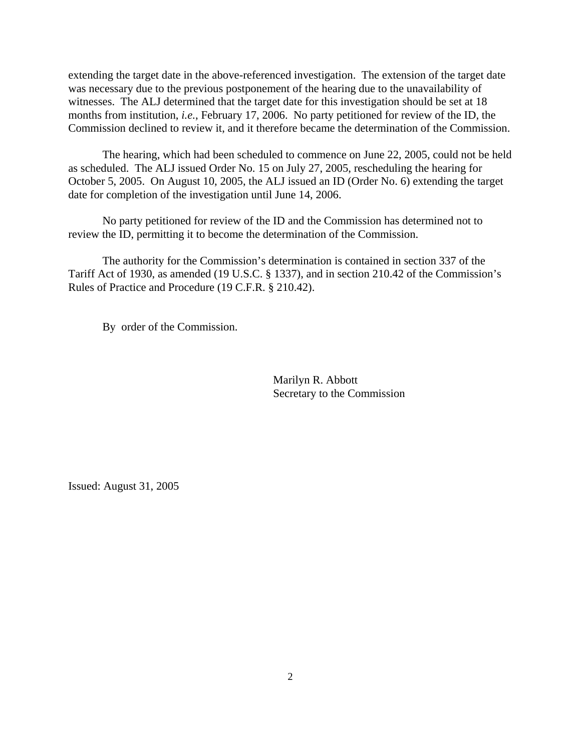extending the target date in the above-referenced investigation. The extension of the target date was necessary due to the previous postponement of the hearing due to the unavailability of witnesses. The ALJ determined that the target date for this investigation should be set at 18 months from institution, *i.e.*, February 17, 2006. No party petitioned for review of the ID, the Commission declined to review it, and it therefore became the determination of the Commission.

The hearing, which had been scheduled to commence on June 22, 2005, could not be held as scheduled. The ALJ issued Order No. 15 on July 27, 2005, rescheduling the hearing for October 5, 2005. On August 10, 2005, the ALJ issued an ID (Order No. 6) extending the target date for completion of the investigation until June 14, 2006.

No party petitioned for review of the ID and the Commission has determined not to review the ID, permitting it to become the determination of the Commission.

The authority for the Commission's determination is contained in section 337 of the Tariff Act of 1930, as amended (19 U.S.C. § 1337), and in section 210.42 of the Commission's Rules of Practice and Procedure (19 C.F.R. § 210.42).

By order of the Commission.

Marilyn R. Abbott
Secretary to the Commission

Issued: August 31, 2005